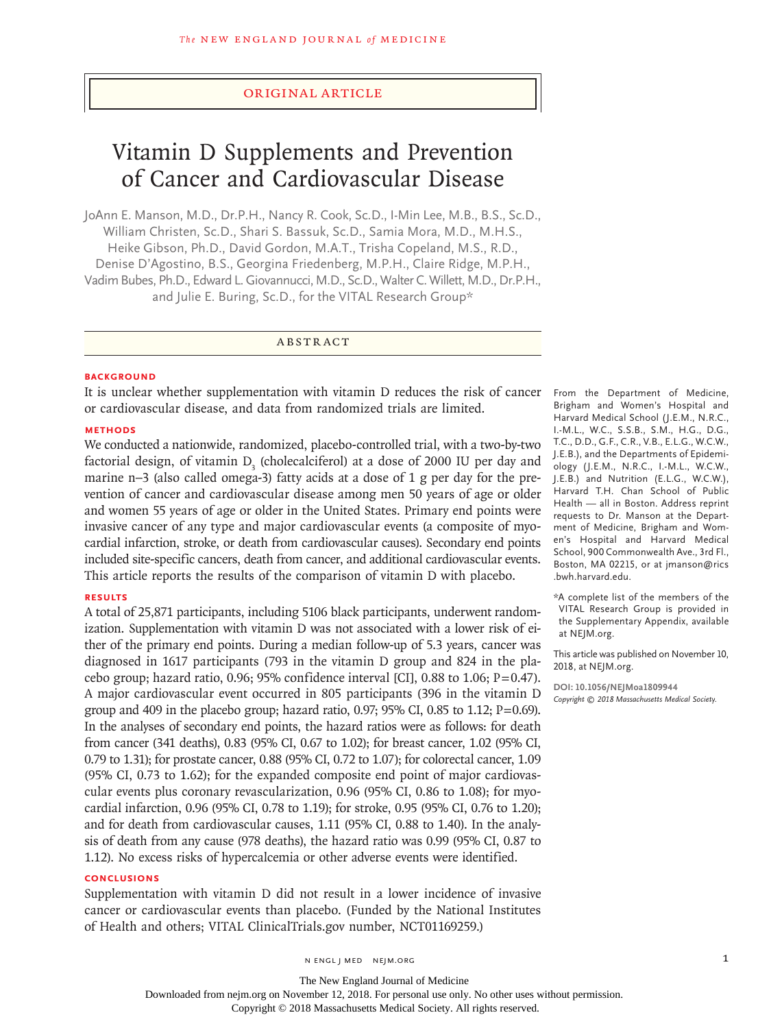Original Article

# Vitamin D Supplements and Prevention of Cancer and Cardiovascular Disease

JoAnn E. Manson, M.D., Dr.P.H., Nancy R. Cook, Sc.D., I-Min Lee, M.B., B.S., Sc.D., William Christen, Sc.D., Shari S. Bassuk, Sc.D., Samia Mora, M.D., M.H.S., Heike Gibson, Ph.D., David Gordon, M.A.T., Trisha Copeland, M.S., R.D., Denise D'Agostino, B.S., Georgina Friedenberg, M.P.H., Claire Ridge, M.P.H., Vadim Bubes, Ph.D., Edward L. Giovannucci, M.D., Sc.D., Walter C. Willett, M.D., Dr.P.H., and Julie E. Buring, Sc.D., for the VITAL Research Group*

## Abstract

### Background

It is unclear whether supplementation with vitamin D reduces the risk of cancer or cardiovascular disease, and data from randomized trials are limited.

### Methods

We conducted a nationwide, randomized, placebo-controlled trial, with a two-by-two factorial design, of vitamin $D_3$ (cholecalciferol) at a dose of 2000 IU per day and marine n−3 (also called omega-3) fatty acids at a dose of 1 g per day for the prevention of cancer and cardiovascular disease among men 50 years of age or older and women 55 years of age or older in the United States. Primary end points were invasive cancer of any type and major cardiovascular events (a composite of myocardial infarction, stroke, or death from cardiovascular causes). Secondary end points included site-specific cancers, death from cancer, and additional cardiovascular events. This article reports the results of the comparison of vitamin D with placebo.

### Results

A total of 25,871 participants, including 5106 black participants, underwent randomization. Supplementation with vitamin D was not associated with a lower risk of either of the primary end points. During a median follow-up of 5.3 years, cancer was diagnosed in 1617 participants (793 in the vitamin D group and 824 in the placebo group; hazard ratio, 0.96; 95% confidence interval [CI], 0.88 to 1.06; $P=0.47$). A major cardiovascular event occurred in 805 participants (396 in the vitamin D group and 409 in the placebo group; hazard ratio, 0.97; 95% CI, 0.85 to 1.12; $P=0.69$). In the analyses of secondary end points, the hazard ratios were as follows: for death from cancer (341 deaths), 0.83 (95% CI, 0.67 to 1.02); for breast cancer, 1.02 (95% CI, 0.79 to 1.31); for prostate cancer, 0.88 (95% CI, 0.72 to 1.07); for colorectal cancer, 1.09 (95% CI, 0.73 to 1.62); for the expanded composite end point of major cardiovascular events plus coronary revascularization, 0.96 (95% CI, 0.86 to 1.08); for myocardial infarction, 0.96 (95% CI, 0.78 to 1.19); for stroke, 0.95 (95% CI, 0.76 to 1.20); and for death from cardiovascular causes, 1.11 (95% CI, 0.88 to 1.40). In the analysis of death from any cause (978 deaths), the hazard ratio was 0.99 (95% CI, 0.87 to 1.12). No excess risks of hypercalcemia or other adverse events were identified.

### Conclusions

Supplementation with vitamin D did not result in a lower incidence of invasive cancer or cardiovascular events than placebo. (Funded by the National Institutes of Health and others; VITAL ClinicalTrials.gov number, NCT01169259.)

From the Department of Medicine, Brigham and Women's Hospital and Harvard Medical School (J.E.M., N.R.C., I.-M.L., W.C., S.S.B., S.M., H.G., D.G., T.C., D.D., G.F., C.R., V.B., E.L.G., W.C.W., J.E.B.), and the Departments of Epidemiology (J.E.M., N.R.C., I.-M.L., W.C.W., J.E.B.) and Nutrition (E.L.G., W.C.W.), Harvard T.H. Chan School of Public Health — all in Boston. Address reprint requests to Dr. Manson at the Department of Medicine, Brigham and Women's Hospital and Harvard Medical School, 900 Commonwealth Ave., 3rd Fl., Boston, MA 02215, or at jmanson@rics.bwh.harvard.edu.

*A complete list of the members of the VITAL Research Group is provided in the Supplementary Appendix, available at NEJM.org.

This article was published on November 10, 2018, at NEJM.org.

DOI: 10.1056/NEJMoa1809944

Copyright © 2018 Massachusetts Medical Society.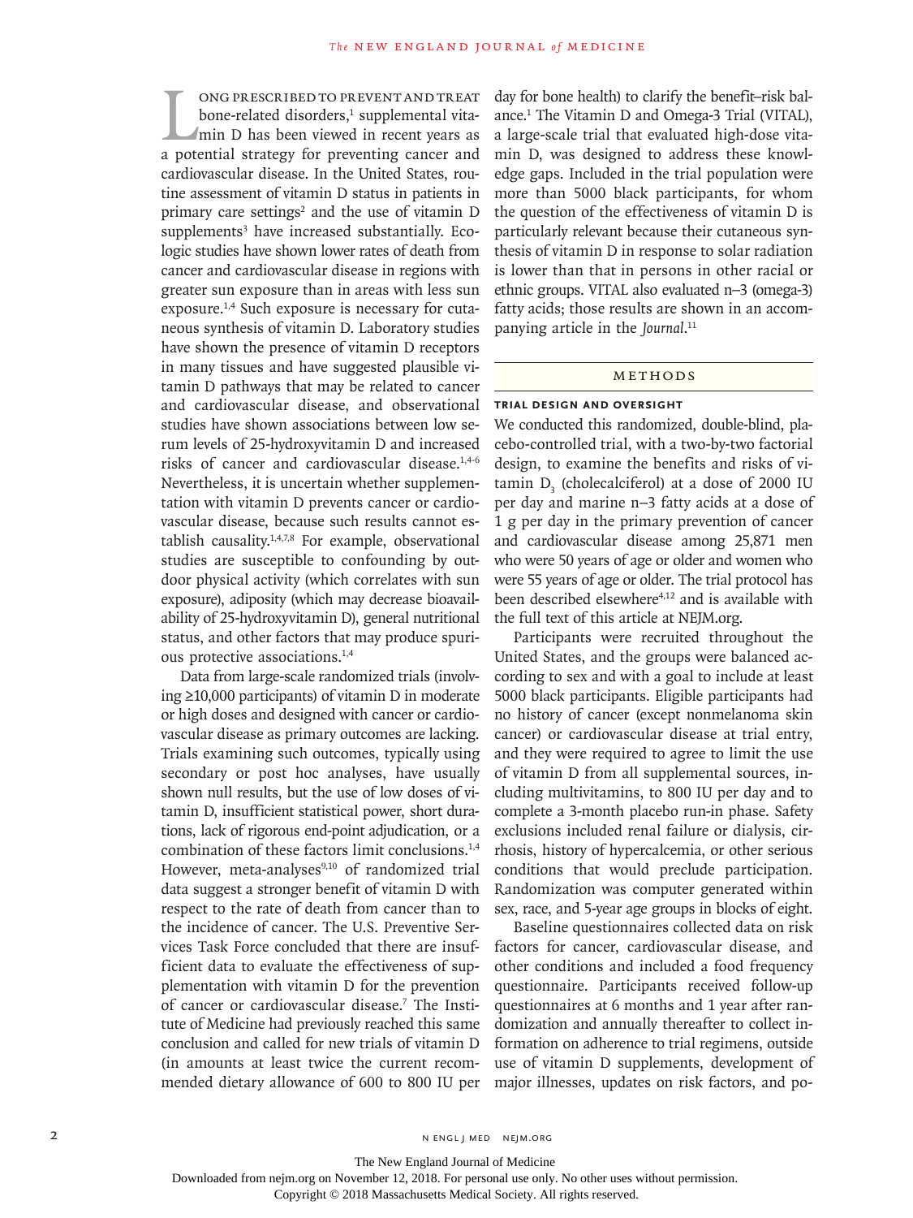Long prescribed to prevent and treat bone-related disorders,[1] supplemental vitamin D has been viewed in recent years as a potential strategy for preventing cancer and cardiovascular disease. In the United States, routine assessment of vitamin D status in patients in primary care settings[2] and the use of vitamin D supplements[3] have increased substantially. Ecologic studies have shown lower rates of death from cancer and cardiovascular disease in regions with greater sun exposure than in areas with less sun exposure.[1,4] Such exposure is necessary for cutaneous synthesis of vitamin D. Laboratory studies have shown the presence of vitamin D receptors in many tissues and have suggested plausible vitamin D pathways that may be related to cancer and cardiovascular disease, and observational studies have shown associations between low serum levels of 25-hydroxyvitamin D and increased risks of cancer and cardiovascular disease.[1,4-6] Nevertheless, it is uncertain whether supplementation with vitamin D prevents cancer or cardiovascular disease, because such results cannot establish causality.[1,4,7,8] For example, observational studies are susceptible to confounding by outdoor physical activity (which correlates with sun exposure), adiposity (which may decrease bioavailability of 25-hydroxyvitamin D), general nutritional status, and other factors that may produce spurious protective associations.[1,4]

Data from large-scale randomized trials (involving ≥10,000 participants) of vitamin D in moderate or high doses and designed with cancer or cardiovascular disease as primary outcomes are lacking. Trials examining such outcomes, typically using secondary or post hoc analyses, have usually shown null results, but the use of low doses of vitamin D, insufficient statistical power, short durations, lack of rigorous end-point adjudication, or a combination of these factors limit conclusions.[1,4] However, meta-analyses[9,10] of randomized trial data suggest a stronger benefit of vitamin D with respect to the rate of death from cancer than to the incidence of cancer. The U.S. Preventive Services Task Force concluded that there are insufficient data to evaluate the effectiveness of supplementation with vitamin D for the prevention of cancer or cardiovascular disease.[7] The Institute of Medicine had previously reached this same conclusion and called for new trials of vitamin D (in amounts at least twice the current recommended dietary allowance of 600 to 800 IU per day for bone health) to clarify the benefit–risk balance.[1] The Vitamin D and Omega-3 Trial (VITAL), a large-scale trial that evaluated high-dose vitamin D, was designed to address these knowledge gaps. Included in the trial population were more than 5000 black participants, for whom the question of the effectiveness of vitamin D is particularly relevant because their cutaneous synthesis of vitamin D in response to solar radiation is lower than that in persons in other racial or ethnic groups. VITAL also evaluated n−3 (omega-3) fatty acids; those results are shown in an accompanying article in the *Journal*.[11]

## Methods

### Trial Design and Oversight

We conducted this randomized, double-blind, placebo-controlled trial, with a two-by-two factorial design, to examine the benefits and risks of vitamin $D_3$ (cholecalciferol) at a dose of 2000 IU per day and marine n−3 fatty acids at a dose of 1 g per day in the primary prevention of cancer and cardiovascular disease among 25,871 men who were 50 years of age or older and women who were 55 years of age or older. The trial protocol has been described elsewhere[4,12] and is available with the full text of this article at NEJM.org.

Participants were recruited throughout the United States, and the groups were balanced according to sex and with a goal to include at least 5000 black participants. Eligible participants had no history of cancer (except nonmelanoma skin cancer) or cardiovascular disease at trial entry, and they were required to agree to limit the use of vitamin D from all supplemental sources, including multivitamins, to 800 IU per day and to complete a 3-month placebo run-in phase. Safety exclusions included renal failure or dialysis, cirrhosis, history of hypercalcemia, or other serious conditions that would preclude participation. Randomization was computer generated within sex, race, and 5-year age groups in blocks of eight.

Baseline questionnaires collected data on risk factors for cancer, cardiovascular disease, and other conditions and included a food frequency questionnaire. Participants received follow-up questionnaires at 6 months and 1 year after randomization and annually thereafter to collect information on adherence to trial regimens, outside use of vitamin D supplements, development of major illnesses, updates on risk factors, and po-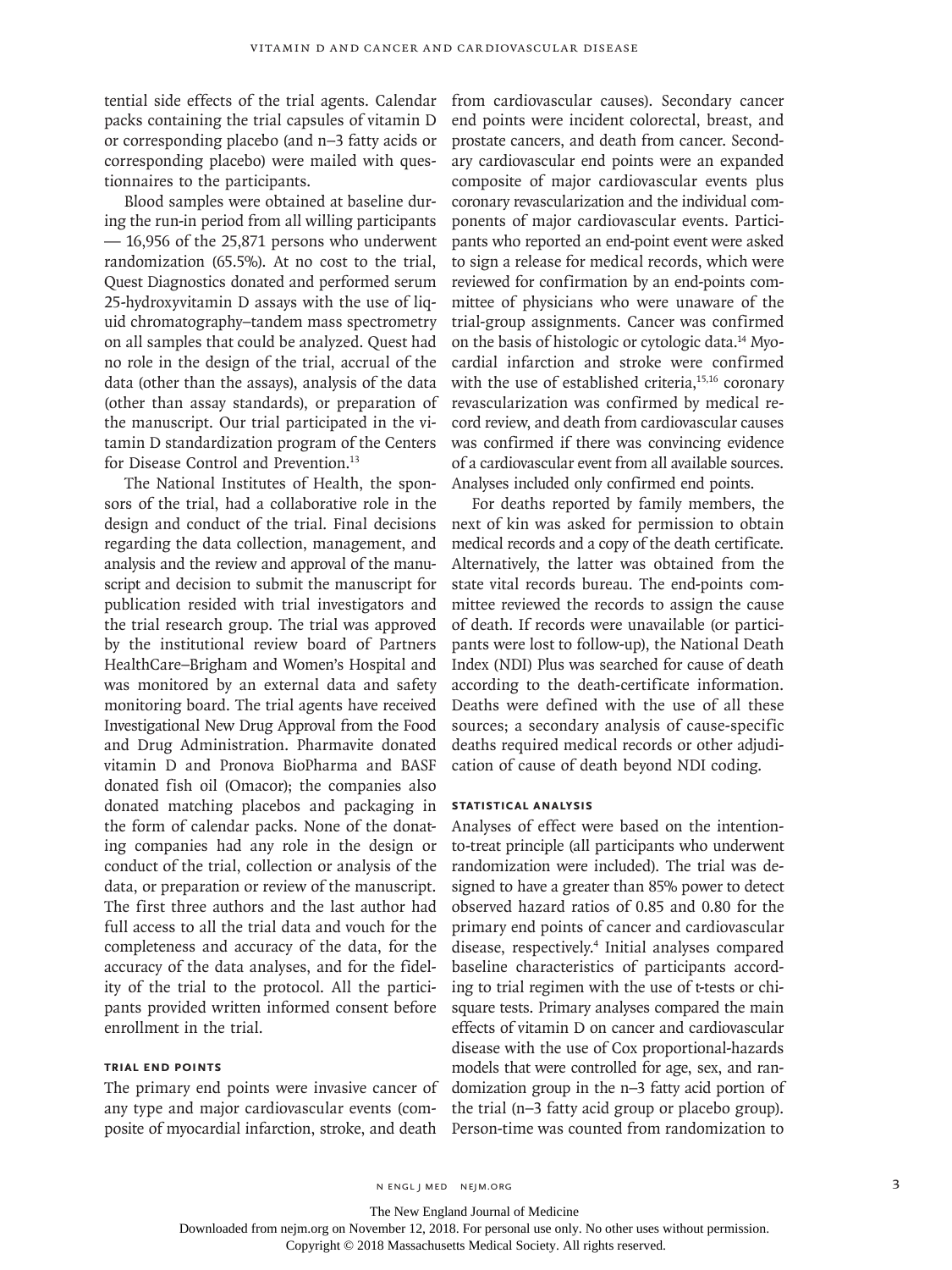tential side effects of the trial agents. Calendar packs containing the trial capsules of vitamin D or corresponding placebo (and n−3 fatty acids or corresponding placebo) were mailed with questionnaires to the participants.

Blood samples were obtained at baseline during the run-in period from all willing participants — 16,956 of the 25,871 persons who underwent randomization (65.5%). At no cost to the trial, Quest Diagnostics donated and performed serum 25-hydroxyvitamin D assays with the use of liquid chromatography–tandem mass spectrometry on all samples that could be analyzed. Quest had no role in the design of the trial, accrual of the data (other than the assays), analysis of the data (other than assay standards), or preparation of the manuscript. Our trial participated in the vitamin D standardization program of the Centers for Disease Control and Prevention.[13]

The National Institutes of Health, the sponsors of the trial, had a collaborative role in the design and conduct of the trial. Final decisions regarding the data collection, management, and analysis and the review and approval of the manuscript and decision to submit the manuscript for publication resided with trial investigators and the trial research group. The trial was approved by the institutional review board of Partners HealthCare–Brigham and Women's Hospital and was monitored by an external data and safety monitoring board. The trial agents have received Investigational New Drug Approval from the Food and Drug Administration. Pharmavite donated vitamin D and Pronova BioPharma and BASF donated fish oil (Omacor); the companies also donated matching placebos and packaging in the form of calendar packs. None of the donating companies had any role in the design or conduct of the trial, collection or analysis of the data, or preparation or review of the manuscript. The first three authors and the last author had full access to all the trial data and vouch for the completeness and accuracy of the data, for the accuracy of the data analyses, and for the fidelity of the trial to the protocol. All the participants provided written informed consent before enrollment in the trial.

### TRIAL END POINTS

The primary end points were invasive cancer of any type and major cardiovascular events (composite of myocardial infarction, stroke, and death from cardiovascular causes). Secondary cancer end points were incident colorectal, breast, and prostate cancers, and death from cancer. Secondary cardiovascular end points were an expanded composite of major cardiovascular events plus coronary revascularization and the individual components of major cardiovascular events. Participants who reported an end-point event were asked to sign a release for medical records, which were reviewed for confirmation by an end-points committee of physicians who were unaware of the trial-group assignments. Cancer was confirmed on the basis of histologic or cytologic data.[14] Myocardial infarction and stroke were confirmed with the use of established criteria,[15,16] coronary revascularization was confirmed by medical record review, and death from cardiovascular causes was confirmed if there was convincing evidence of a cardiovascular event from all available sources. Analyses included only confirmed end points.

For deaths reported by family members, the next of kin was asked for permission to obtain medical records and a copy of the death certificate. Alternatively, the latter was obtained from the state vital records bureau. The end-points committee reviewed the records to assign the cause of death. If records were unavailable (or participants were lost to follow-up), the National Death Index (NDI) Plus was searched for cause of death according to the death-certificate information. Deaths were defined with the use of all these sources; a secondary analysis of cause-specific deaths required medical records or other adjudication of cause of death beyond NDI coding.

### STATISTICAL ANALYSIS

Analyses of effect were based on the intention-to-treat principle (all participants who underwent randomization were included). The trial was designed to have a greater than 85% power to detect observed hazard ratios of 0.85 and 0.80 for the primary end points of cancer and cardiovascular disease, respectively.[4] Initial analyses compared baseline characteristics of participants according to trial regimen with the use of t-tests or chi-square tests. Primary analyses compared the main effects of vitamin D on cancer and cardiovascular disease with the use of Cox proportional-hazards models that were controlled for age, sex, and randomization group in the n−3 fatty acid portion of the trial (n−3 fatty acid group or placebo group). Person-time was counted from randomization to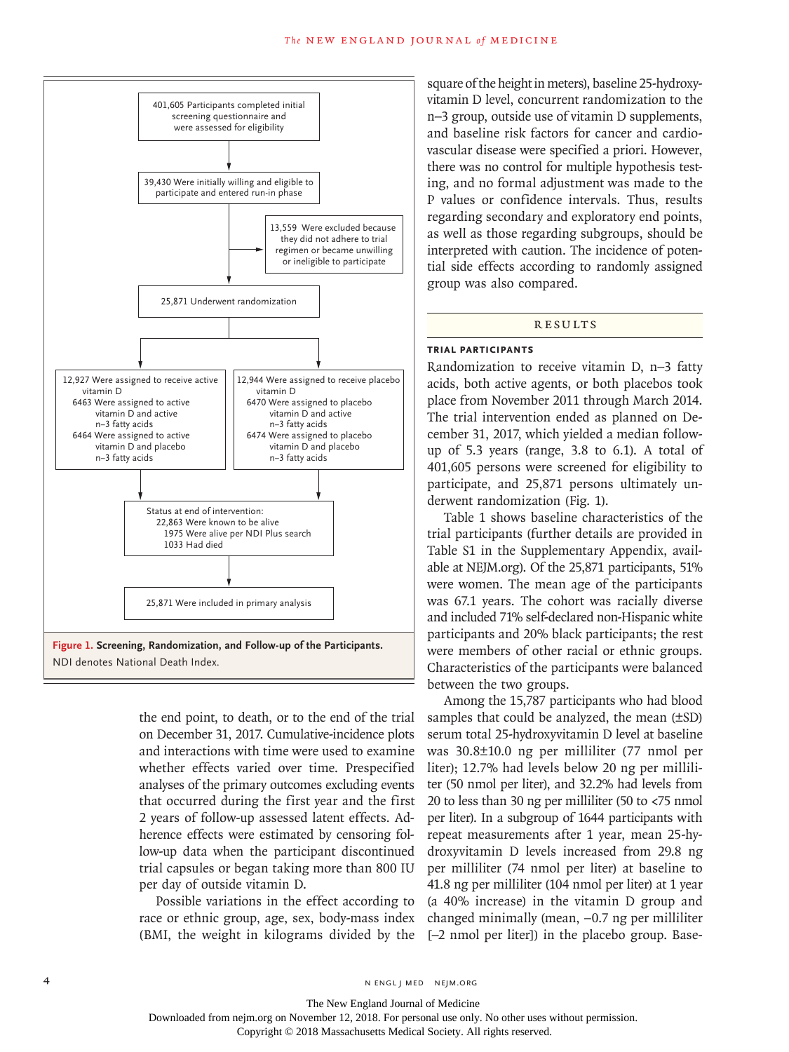401,605 Participants completed initial screening questionnaire and were assessed for eligibility

39,430 Were initially willing and eligible to participate and entered run-in phase

13,559 Were excluded because they did not adhere to trial regimen or became unwilling or ineligible to participate

25,871 Underwent randomization

12,927 Were assigned to receive active vitamin D
- 6463 Were assigned to active vitamin D and active n−3 fatty acids
- 6464 Were assigned to active vitamin D and placebo n−3 fatty acids

12,944 Were assigned to receive placebo vitamin D
- 6470 Were assigned to placebo vitamin D and active n−3 fatty acids
- 6474 Were assigned to placebo vitamin D and placebo n−3 fatty acids

Status at end of intervention:
- 22,863 Were known to be alive
- 1975 Were alive per NDI Plus search
- 1033 Had died

25,871 Were included in primary analysis

**Figure 1. Screening, Randomization, and Follow-up of the Participants.**
NDI denotes National Death Index.

the end point, to death, or to the end of the trial on December 31, 2017. Cumulative-incidence plots and interactions with time were used to examine whether effects varied over time. Prespecified analyses of the primary outcomes excluding events that occurred during the first year and the first 2 years of follow-up assessed latent effects. Adherence effects were estimated by censoring follow-up data when the participant discontinued trial capsules or began taking more than 800 IU per day of outside vitamin D.

Possible variations in the effect according to race or ethnic group, age, sex, body-mass index (BMI, the weight in kilograms divided by the square of the height in meters), baseline 25-hydroxyvitamin D level, concurrent randomization to the n−3 group, outside use of vitamin D supplements, and baseline risk factors for cancer and cardiovascular disease were specified a priori. However, there was no control for multiple hypothesis testing, and no formal adjustment was made to the P values or confidence intervals. Thus, results regarding secondary and exploratory end points, as well as those regarding subgroups, should be interpreted with caution. The incidence of potential side effects according to randomly assigned group was also compared.

## RESULTS

### TRIAL PARTICIPANTS

Randomization to receive vitamin D, n−3 fatty acids, both active agents, or both placebos took place from November 2011 through March 2014. The trial intervention ended as planned on December 31, 2017, which yielded a median follow-up of 5.3 years (range, 3.8 to 6.1). A total of 401,605 persons were screened for eligibility to participate, and 25,871 persons ultimately underwent randomization (Fig. 1).

Table 1 shows baseline characteristics of the trial participants (further details are provided in Table S1 in the Supplementary Appendix, available at NEJM.org). Of the 25,871 participants, 51% were women. The mean age of the participants was 67.1 years. The cohort was racially diverse and included 71% self-declared non-Hispanic white participants and 20% black participants; the rest were members of other racial or ethnic groups. Characteristics of the participants were balanced between the two groups.

Among the 15,787 participants who had blood samples that could be analyzed, the mean (±SD) serum total 25-hydroxyvitamin D level at baseline was 30.8±10.0 ng per milliliter (77 nmol per liter); 12.7% had levels below 20 ng per milliliter (50 nmol per liter), and 32.2% had levels from 20 to less than 30 ng per milliliter (50 to <75 nmol per liter). In a subgroup of 1644 participants with repeat measurements after 1 year, mean 25-hydroxyvitamin D levels increased from 29.8 ng per milliliter (74 nmol per liter) at baseline to 41.8 ng per milliliter (104 nmol per liter) at 1 year (a 40% increase) in the vitamin D group and changed minimally (mean, −0.7 ng per milliliter [−2 nmol per liter]) in the placebo group. Base-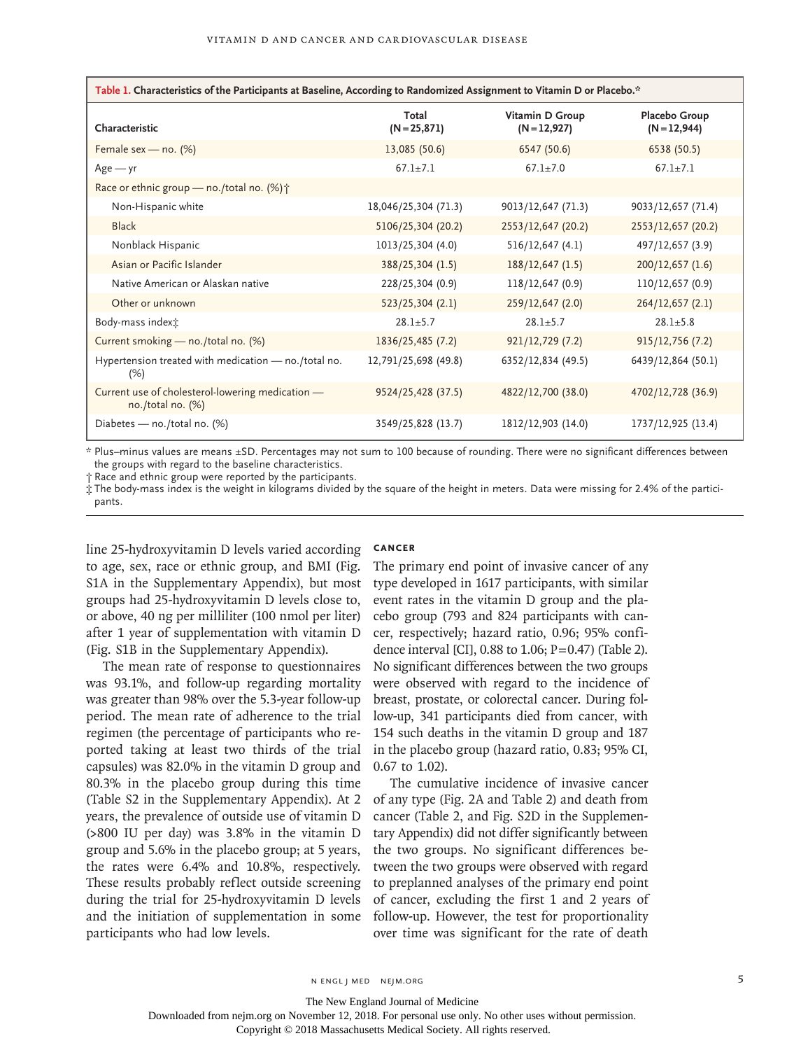**Table 1. Characteristics of the Participants at Baseline, According to Randomized Assignment to Vitamin D or Placebo.***

| Characteristic | Total (N=25,871) | Vitamin D Group (N=12,927) | Placebo Group (N=12,944) |
|---|---|---|---|
| Female sex — no. (%) | 13,085 (50.6) | 6547 (50.6) | 6538 (50.5) |
| Age — yr | 67.1±7.1 | 67.1±7.0 | 67.1±7.1 |
| Race or ethnic group — no./total no. (%)† | | | |
| Non-Hispanic white | 18,046/25,304 (71.3) | 9013/12,647 (71.3) | 9033/12,657 (71.4) |
| Black | 5106/25,304 (20.2) | 2553/12,647 (20.2) | 2553/12,657 (20.2) |
| Nonblack Hispanic | 1013/25,304 (4.0) | 516/12,647 (4.1) | 497/12,657 (3.9) |
| Asian or Pacific Islander | 388/25,304 (1.5) | 188/12,647 (1.5) | 200/12,657 (1.6) |
| Native American or Alaskan native | 228/25,304 (0.9) | 118/12,647 (0.9) | 110/12,657 (0.9) |
| Other or unknown | 523/25,304 (2.1) | 259/12,647 (2.0) | 264/12,657 (2.1) |
| Body-mass index‡ | 28.1±5.7 | 28.1±5.7 | 28.1±5.8 |
| Current smoking — no./total no. (%) | 1836/25,485 (7.2) | 921/12,729 (7.2) | 915/12,756 (7.2) |
| Hypertension treated with medication — no./total no. (%) | 12,791/25,698 (49.8) | 6352/12,834 (49.5) | 6439/12,864 (50.1) |
| Current use of cholesterol-lowering medication — no./total no. (%) | 9524/25,428 (37.5) | 4822/12,700 (38.0) | 4702/12,728 (36.9) |
| Diabetes — no./total no. (%) | 3549/25,828 (13.7) | 1812/12,903 (14.0) | 1737/12,925 (13.4) |

\* Plus–minus values are means ±SD. Percentages may not sum to 100 because of rounding. There were no significant differences between the groups with regard to the baseline characteristics.

† Race and ethnic group were reported by the participants.

‡ The body-mass index is the weight in kilograms divided by the square of the height in meters. Data were missing for 2.4% of the participants.

line 25-hydroxyvitamin D levels varied according to age, sex, race or ethnic group, and BMI (Fig. S1A in the Supplementary Appendix), but most groups had 25-hydroxyvitamin D levels close to, or above, 40 ng per milliliter (100 nmol per liter) after 1 year of supplementation with vitamin D (Fig. S1B in the Supplementary Appendix).

The mean rate of response to questionnaires was 93.1%, and follow-up regarding mortality was greater than 98% over the 5.3-year follow-up period. The mean rate of adherence to the trial regimen (the percentage of participants who reported taking at least two thirds of the trial capsules) was 82.0% in the vitamin D group and 80.3% in the placebo group during this time (Table S2 in the Supplementary Appendix). At 2 years, the prevalence of outside use of vitamin D (>800 IU per day) was 3.8% in the vitamin D group and 5.6% in the placebo group; at 5 years, the rates were 6.4% and 10.8%, respectively. These results probably reflect outside screening during the trial for 25-hydroxyvitamin D levels and the initiation of supplementation in some participants who had low levels.

### Cancer

The primary end point of invasive cancer of any type developed in 1617 participants, with similar event rates in the vitamin D group and the placebo group (793 and 824 participants with cancer, respectively; hazard ratio, 0.96; 95% confidence interval [CI], 0.88 to 1.06; P=0.47) (Table 2). No significant differences between the two groups were observed with regard to the incidence of breast, prostate, or colorectal cancer. During follow-up, 341 participants died from cancer, with 154 such deaths in the vitamin D group and 187 in the placebo group (hazard ratio, 0.83; 95% CI, 0.67 to 1.02).

The cumulative incidence of invasive cancer of any type (Fig. 2A and Table 2) and death from cancer (Table 2, and Fig. S2D in the Supplementary Appendix) did not differ significantly between the two groups. No significant differences between the two groups were observed with regard to preplanned analyses of the primary end point of cancer, excluding the first 1 and 2 years of follow-up. However, the test for proportionality over time was significant for the rate of death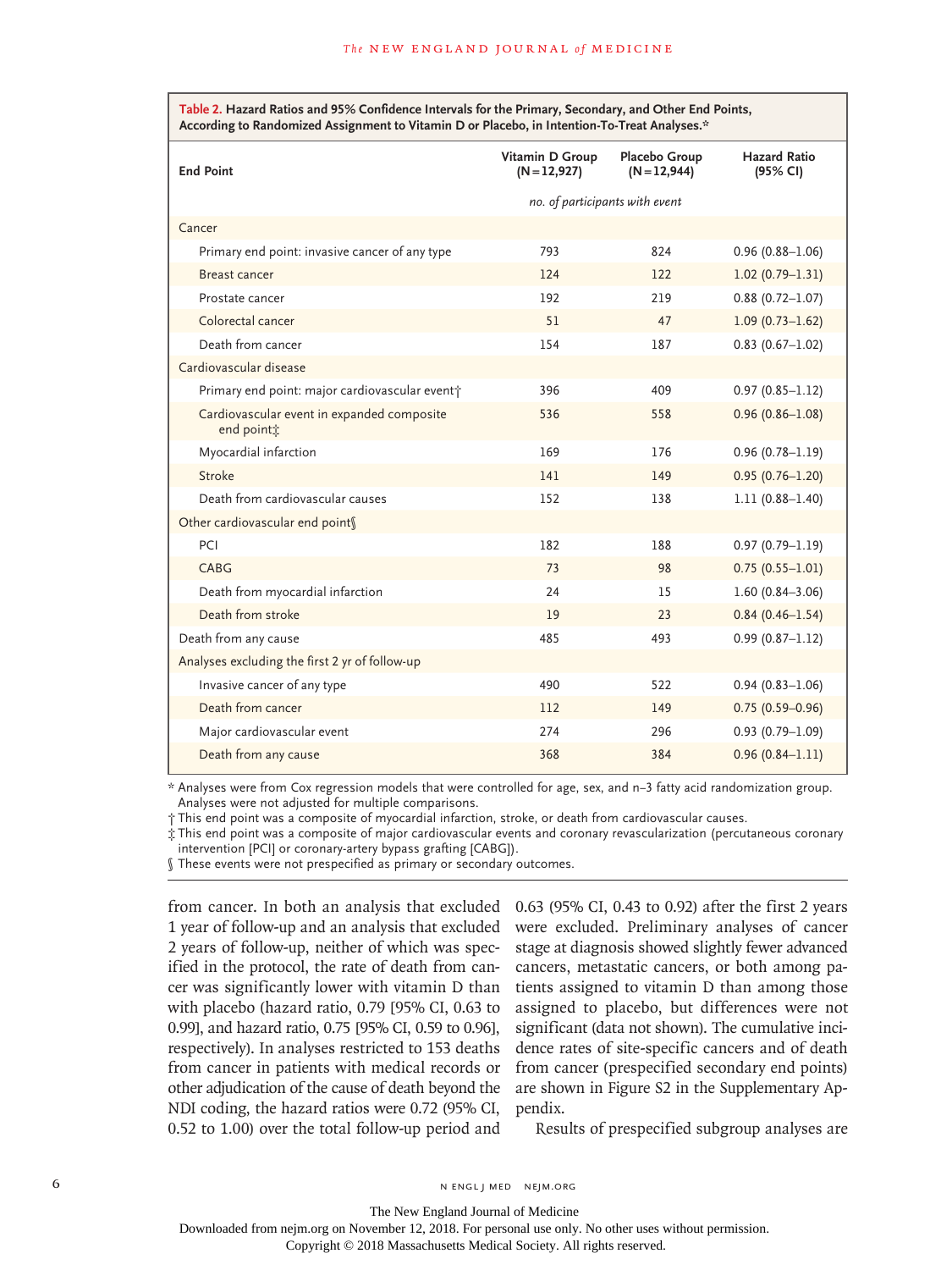**Table 2. Hazard Ratios and 95% Confidence Intervals for the Primary, Secondary, and Other End Points, According to Randomized Assignment to Vitamin D or Placebo, in Intention-To-Treat Analyses.***

| End Point | Vitamin D Group (N=12,927) | Placebo Group (N=12,944) | Hazard Ratio (95% CI) |
|---|---|---|---|
| | *no. of participants with event* | | |
| **Cancer** | | | |
| Primary end point: invasive cancer of any type | 793 | 824 | 0.96 (0.88–1.06) |
| Breast cancer | 124 | 122 | 1.02 (0.79–1.31) |
| Prostate cancer | 192 | 219 | 0.88 (0.72–1.07) |
| Colorectal cancer | 51 | 47 | 1.09 (0.73–1.62) |
| Death from cancer | 154 | 187 | 0.83 (0.67–1.02) |
| **Cardiovascular disease** | | | |
| Primary end point: major cardiovascular event† | 396 | 409 | 0.97 (0.85–1.12) |
| Cardiovascular event in expanded composite end point‡ | 536 | 558 | 0.96 (0.86–1.08) |
| Myocardial infarction | 169 | 176 | 0.96 (0.78–1.19) |
| Stroke | 141 | 149 | 0.95 (0.76–1.20) |
| Death from cardiovascular causes | 152 | 138 | 1.11 (0.88–1.40) |
| **Other cardiovascular end point§** | | | |
| PCI | 182 | 188 | 0.97 (0.79–1.19) |
| CABG | 73 | 98 | 0.75 (0.55–1.01) |
| Death from myocardial infarction | 24 | 15 | 1.60 (0.84–3.06) |
| Death from stroke | 19 | 23 | 0.84 (0.46–1.54) |
| **Death from any cause** | 485 | 493 | 0.99 (0.87–1.12) |
| **Analyses excluding the first 2 yr of follow-up** | | | |
| Invasive cancer of any type | 490 | 522 | 0.94 (0.83–1.06) |
| Death from cancer | 112 | 149 | 0.75 (0.59–0.96) |
| Major cardiovascular event | 274 | 296 | 0.93 (0.79–1.09) |
| Death from any cause | 368 | 384 | 0.96 (0.84–1.11) |

\* Analyses were from Cox regression models that were controlled for age, sex, and n−3 fatty acid randomization group. Analyses were not adjusted for multiple comparisons.

† This end point was a composite of myocardial infarction, stroke, or death from cardiovascular causes.

‡ This end point was a composite of major cardiovascular events and coronary revascularization (percutaneous coronary intervention [PCI] or coronary-artery bypass grafting [CABG]).

§ These events were not prespecified as primary or secondary outcomes.

from cancer. In both an analysis that excluded 1 year of follow-up and an analysis that excluded 2 years of follow-up, neither of which was specified in the protocol, the rate of death from cancer was significantly lower with vitamin D than with placebo (hazard ratio, 0.79 [95% CI, 0.63 to 0.99], and hazard ratio, 0.75 [95% CI, 0.59 to 0.96], respectively). In analyses restricted to 153 deaths from cancer in patients with medical records or other adjudication of the cause of death beyond the NDI coding, the hazard ratios were 0.72 (95% CI, 0.52 to 1.00) over the total follow-up period and 0.63 (95% CI, 0.43 to 0.92) after the first 2 years were excluded. Preliminary analyses of cancer stage at diagnosis showed slightly fewer advanced cancers, metastatic cancers, or both among patients assigned to vitamin D than among those assigned to placebo, but differences were not significant (data not shown). The cumulative incidence rates of site-specific cancers and of death from cancer (prespecified secondary end points) are shown in Figure S2 in the Supplementary Appendix.

Results of prespecified subgroup analyses are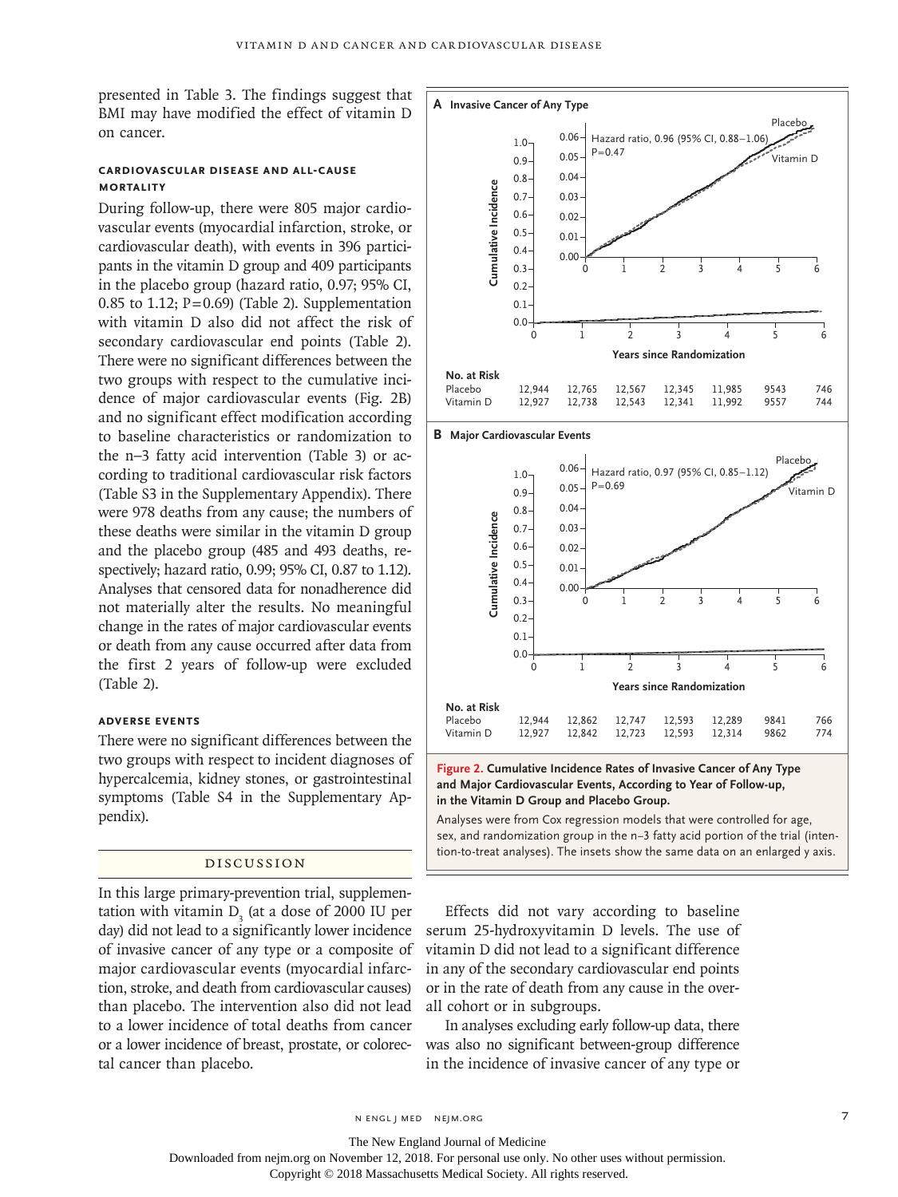presented in Table 3. The findings suggest that BMI may have modified the effect of vitamin D on cancer.

### Cardiovascular Disease and All-Cause Mortality

During follow-up, there were 805 major cardiovascular events (myocardial infarction, stroke, or cardiovascular death), with events in 396 participants in the vitamin D group and 409 participants in the placebo group (hazard ratio, 0.97; 95% CI, 0.85 to 1.12; P=0.69) (Table 2). Supplementation with vitamin D also did not affect the risk of secondary cardiovascular end points (Table 2). There were no significant differences between the two groups with respect to the cumulative incidence of major cardiovascular events (Fig. 2B) and no significant effect modification according to baseline characteristics or randomization to the n−3 fatty acid intervention (Table 3) or according to traditional cardiovascular risk factors (Table S3 in the Supplementary Appendix). There were 978 deaths from any cause; the numbers of these deaths were similar in the vitamin D group and the placebo group (485 and 493 deaths, respectively; hazard ratio, 0.99; 95% CI, 0.87 to 1.12). Analyses that censored data for nonadherence did not materially alter the results. No meaningful change in the rates of major cardiovascular events or death from any cause occurred after data from the first 2 years of follow-up were excluded (Table 2).

### Adverse Events

There were no significant differences between the two groups with respect to incident diagnoses of hypercalcemia, kidney stones, or gastrointestinal symptoms (Table S4 in the Supplementary Appendix).

**A Invasive Cancer of Any Type**

Hazard ratio, 0.96 (95% CI, 0.88–1.06)
P=0.47

| No. at Risk | 0 | 1 | 2 | 3 | 4 | 5 | 6 |
|---|---|---|---|---|---|---|---|
| Placebo | 12,944 | 12,765 | 12,567 | 12,345 | 11,985 | 9543 | 746 |
| Vitamin D | 12,927 | 12,738 | 12,543 | 12,341 | 11,992 | 9557 | 744 |

**B Major Cardiovascular Events**

Hazard ratio, 0.97 (95% CI, 0.85–1.12)
P=0.69

| No. at Risk | 0 | 1 | 2 | 3 | 4 | 5 | 6 |
|---|---|---|---|---|---|---|---|
| Placebo | 12,944 | 12,862 | 12,747 | 12,593 | 12,289 | 9841 | 766 |
| Vitamin D | 12,927 | 12,842 | 12,723 | 12,593 | 12,314 | 9862 | 774 |

**Figure 2. Cumulative Incidence Rates of Invasive Cancer of Any Type and Major Cardiovascular Events, According to Year of Follow-up, in the Vitamin D Group and Placebo Group.**

Analyses were from Cox regression models that were controlled for age, sex, and randomization group in the n−3 fatty acid portion of the trial (intention-to-treat analyses). The insets show the same data on an enlarged y axis.

## Discussion

In this large primary-prevention trial, supplementation with vitamin $D_3$ (at a dose of 2000 IU per day) did not lead to a significantly lower incidence of invasive cancer of any type or a composite of major cardiovascular events (myocardial infarction, stroke, and death from cardiovascular causes) than placebo. The intervention also did not lead to a lower incidence of total deaths from cancer or a lower incidence of breast, prostate, or colorectal cancer than placebo.

Effects did not vary according to baseline serum 25-hydroxyvitamin D levels. The use of vitamin D did not lead to a significant difference in any of the secondary cardiovascular end points or in the rate of death from any cause in the overall cohort or in subgroups.

In analyses excluding early follow-up data, there was also no significant between-group difference in the incidence of invasive cancer of any type or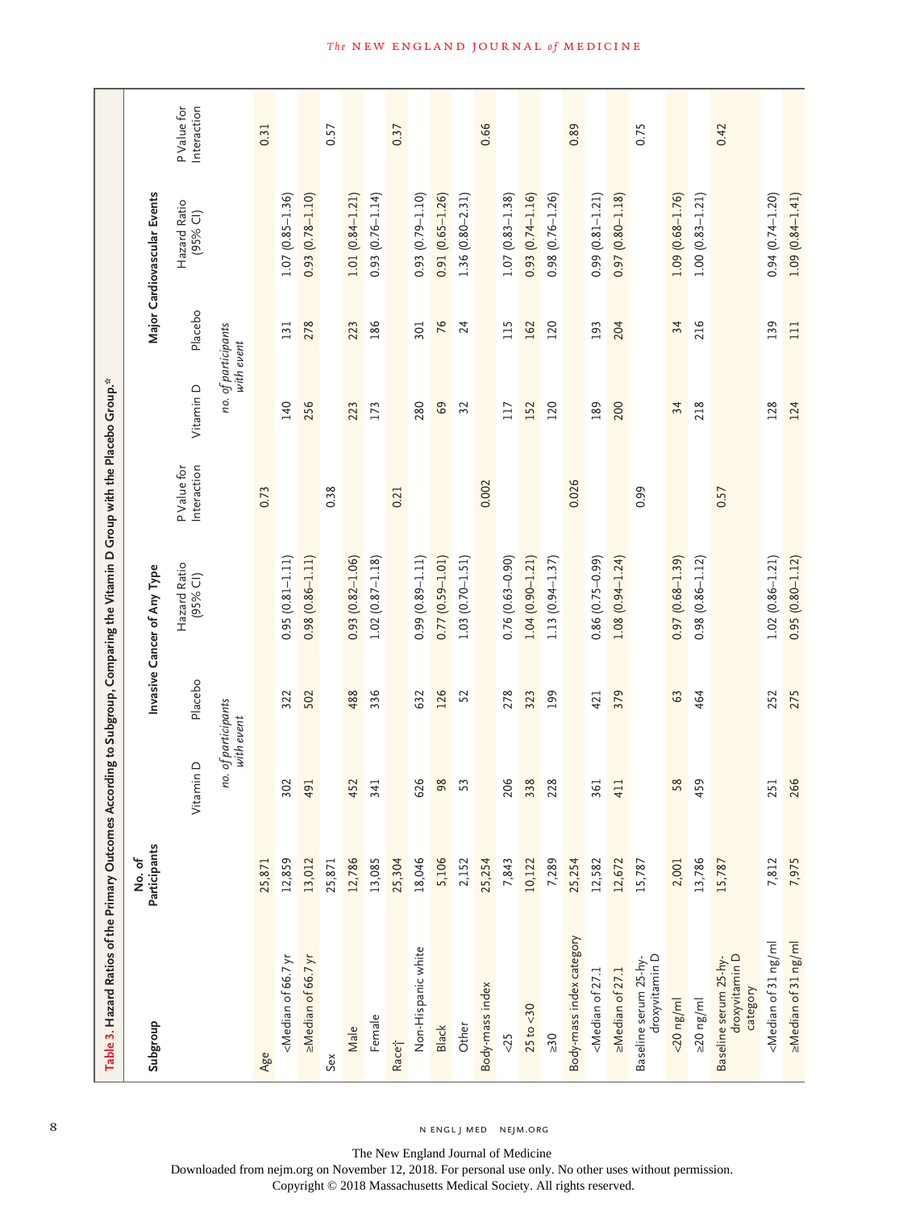**Table 3. Hazard Ratios of the Primary Outcomes According to Subgroup, Comparing the Vitamin D Group with the Placebo Group.***

| Subgroup | No. of Participants | Invasive Cancer of Any Type | | | | Major Cardiovascular Events | | | |
|---|---|---|---|---|---|---|---|---|---|
| | | Vitamin D | Placebo | Hazard Ratio (95% CI) | P Value for Interaction | Vitamin D | Placebo | Hazard Ratio (95% CI) | P Value for Interaction |
| | | *no. of participants with event* | | | | *no. of participants with event* | | | |
| Age | 25,871 | | | | 0.73 | | | | 0.31 |
| <Median of 66.7 yr | 12,859 | 302 | 322 | 0.95 (0.81–1.11) | | 140 | 131 | 1.07 (0.85–1.36) | |
| ≥Median of 66.7 yr | 13,012 | 491 | 502 | 0.98 (0.86–1.11) | | 256 | 278 | 0.93 (0.78–1.10) | |
| Sex | 25,871 | | | | 0.38 | | | | 0.57 |
| Male | 12,786 | 452 | 488 | 0.93 (0.82–1.06) | | 223 | 223 | 1.01 (0.84–1.21) | |
| Female | 13,085 | 341 | 336 | 1.02 (0.87–1.18) | | 173 | 186 | 0.93 (0.76–1.14) | |
| Race† | 25,304 | | | | 0.21 | | | | 0.37 |
| Non-Hispanic white | 18,046 | 626 | 632 | 0.99 (0.89–1.11) | | 280 | 301 | 0.93 (0.79–1.10) | |
| Black | 5,106 | 98 | 126 | 0.77 (0.59–1.01) | | 69 | 76 | 0.91 (0.65–1.26) | |
| Other | 2,152 | 53 | 52 | 1.03 (0.70–1.51) | | 32 | 24 | 1.36 (0.80–2.31) | |
| Body-mass index | 25,254 | | | | 0.002 | | | | 0.66 |
| <25 | 7,843 | 206 | 278 | 0.76 (0.63–0.90) | | 117 | 115 | 1.07 (0.83–1.38) | |
| 25 to <30 | 10,122 | 338 | 323 | 1.04 (0.90–1.21) | | 152 | 162 | 0.93 (0.74–1.16) | |
| ≥30 | 7,289 | 228 | 199 | 1.13 (0.94–1.37) | | 120 | 120 | 0.98 (0.76–1.26) | |
| Body-mass index category | 25,254 | | | | 0.026 | | | | 0.89 |
| <Median of 27.1 | 12,582 | 361 | 421 | 0.86 (0.75–0.99) | | 189 | 193 | 0.99 (0.81–1.21) | |
| ≥Median of 27.1 | 12,672 | 411 | 379 | 1.08 (0.94–1.24) | | 200 | 204 | 0.97 (0.80–1.18) | |
| Baseline serum 25-hydroxyvitamin D | 15,787 | | | | 0.99 | | | | 0.75 |
| <20 ng/ml | 2,001 | 58 | 63 | 0.97 (0.68–1.39) | | 34 | 34 | 1.09 (0.68–1.76) | |
| ≥20 ng/ml | 13,786 | 459 | 464 | 0.98 (0.86–1.12) | | 218 | 216 | 1.00 (0.83–1.21) | |
| Baseline serum 25-hydroxyvitamin D category | 15,787 | | | | 0.57 | | | | 0.42 |
| <Median of 31 ng/ml | 7,812 | 251 | 252 | 1.02 (0.86–1.21) | | 128 | 139 | 0.94 (0.74–1.20) | |
| ≥Median of 31 ng/ml | 7,975 | 266 | 275 | 0.95 (0.80–1.12) | | 124 | 111 | 1.09 (0.84–1.41) | |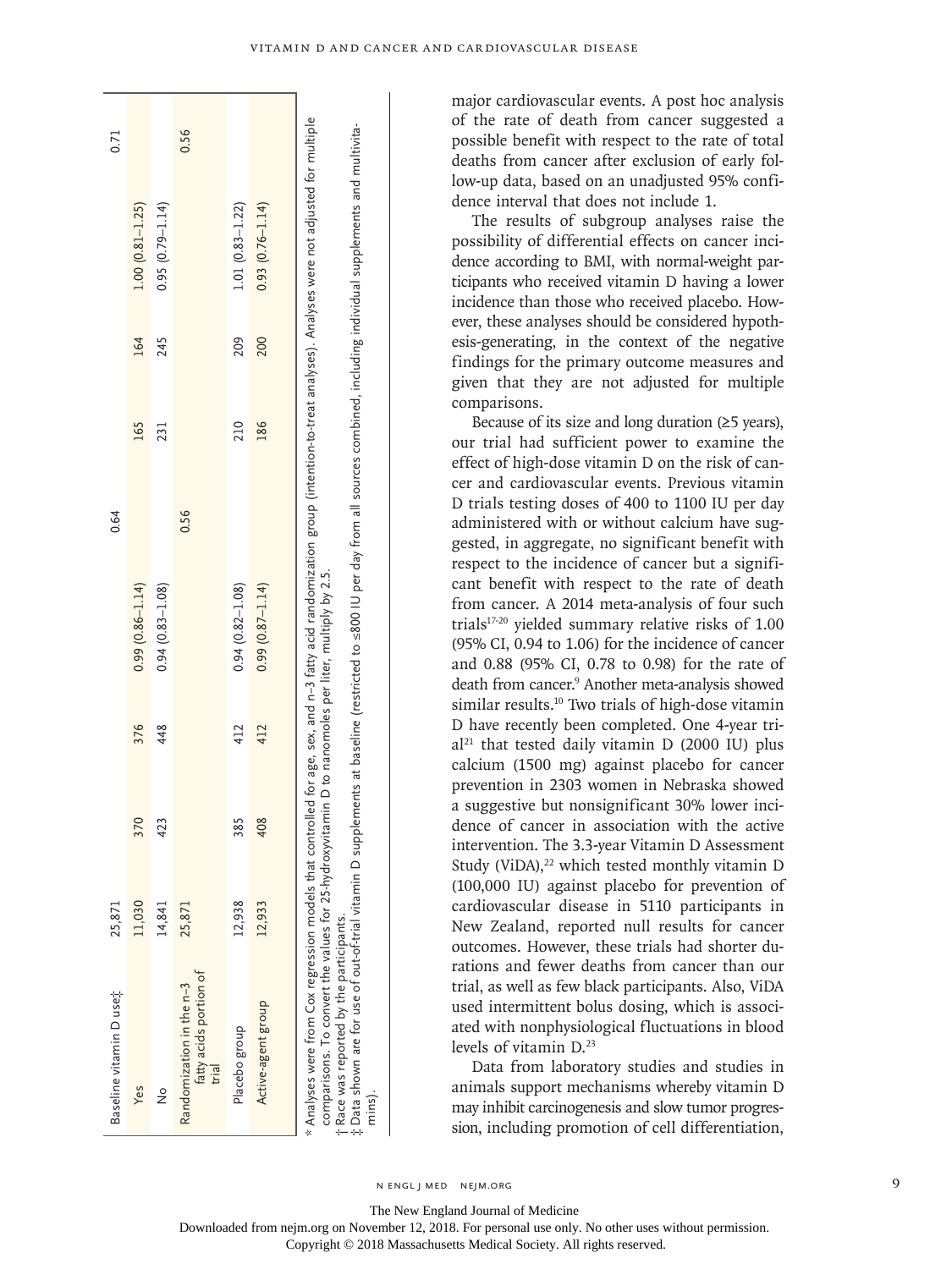| Baseline vitamin D use‡ | 25,871 | | | | 0.64 | | | | 0.71 |
|---|---|---|---|---|---|---|---|---|---|
| Yes | 11,030 | 370 | 376 | 0.99 (0.86–1.14) | | 165 | 164 | 1.00 (0.81–1.25) | |
| No | 14,841 | 423 | 448 | 0.94 (0.83–1.08) | | 231 | 245 | 0.95 (0.79–1.14) | |
| Randomization in the n−3 fatty acids portion of trial | 25,871 | | | | 0.56 | | | | 0.56 |
| Placebo group | 12,938 | 385 | 412 | 0.94 (0.82–1.08) | | 210 | 209 | 1.01 (0.83–1.22) | |
| Active-agent group | 12,933 | 408 | 412 | 0.99 (0.87–1.14) | | 186 | 200 | 0.93 (0.76–1.14) | |

\* Analyses were from Cox regression models that controlled for age, sex, and n−3 fatty acid randomization group (intention-to-treat analyses). Analyses were not adjusted for multiple comparisons. To convert the values for 25-hydroxyvitamin D to nanomoles per liter, multiply by 2.5.

† Race was reported by the participants.

‡ Data shown are for use of out-of-trial vitamin D supplements at baseline (restricted to ≤800 IU per day from all sources combined, including individual supplements and multivitamins).

major cardiovascular events. A post hoc analysis of the rate of death from cancer suggested a possible benefit with respect to the rate of total deaths from cancer after exclusion of early follow-up data, based on an unadjusted 95% confidence interval that does not include 1.

The results of subgroup analyses raise the possibility of differential effects on cancer incidence according to BMI, with normal-weight participants who received vitamin D having a lower incidence than those who received placebo. However, these analyses should be considered hypothesis-generating, in the context of the negative findings for the primary outcome measures and given that they are not adjusted for multiple comparisons.

Because of its size and long duration (≥5 years), our trial had sufficient power to examine the effect of high-dose vitamin D on the risk of cancer and cardiovascular events. Previous vitamin D trials testing doses of 400 to 1100 IU per day administered with or without calcium have suggested, in aggregate, no significant benefit with respect to the incidence of cancer but a significant benefit with respect to the rate of death from cancer. A 2014 meta-analysis of four such trials[17-20] yielded summary relative risks of 1.00 (95% CI, 0.94 to 1.06) for the incidence of cancer and 0.88 (95% CI, 0.78 to 0.98) for the rate of death from cancer.[9] Another meta-analysis showed similar results.[10] Two trials of high-dose vitamin D have recently been completed. One 4-year trial[21] that tested daily vitamin D (2000 IU) plus calcium (1500 mg) against placebo for cancer prevention in 2303 women in Nebraska showed a suggestive but nonsignificant 30% lower incidence of cancer in association with the active intervention. The 3.3-year Vitamin D Assessment Study (ViDA),[22] which tested monthly vitamin D (100,000 IU) against placebo for prevention of cardiovascular disease in 5110 participants in New Zealand, reported null results for cancer outcomes. However, these trials had shorter durations and fewer deaths from cancer than our trial, as well as few black participants. Also, ViDA used intermittent bolus dosing, which is associated with nonphysiological fluctuations in blood levels of vitamin D.[23]

Data from laboratory studies and studies in animals support mechanisms whereby vitamin D may inhibit carcinogenesis and slow tumor progression, including promotion of cell differentiation,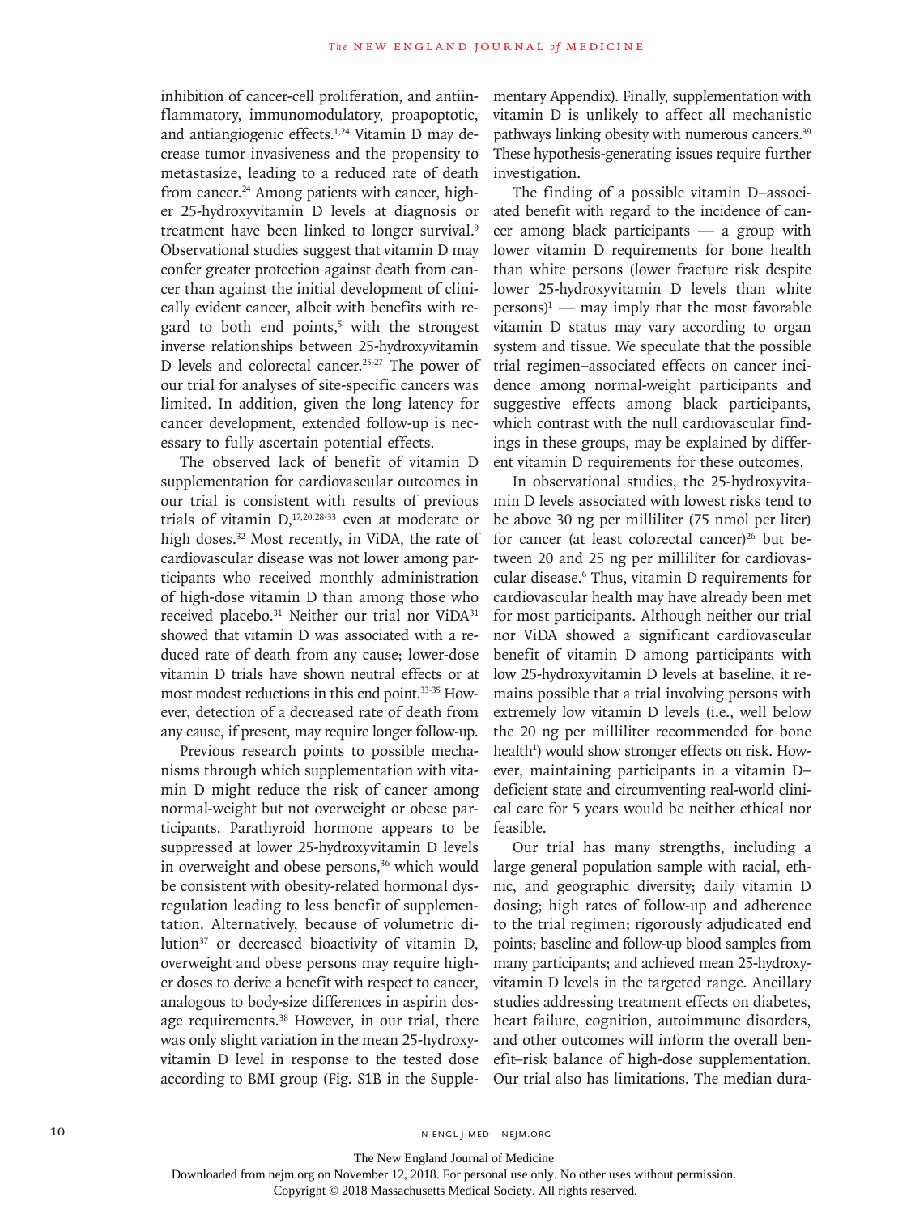inhibition of cancer-cell proliferation, and antiinflammatory, immunomodulatory, proapoptotic, and antiangiogenic effects.[1,24] Vitamin D may decrease tumor invasiveness and the propensity to metastasize, leading to a reduced rate of death from cancer.[24] Among patients with cancer, higher 25-hydroxyvitamin D levels at diagnosis or treatment have been linked to longer survival.[9] Observational studies suggest that vitamin D may confer greater protection against death from cancer than against the initial development of clinically evident cancer, albeit with benefits with regard to both end points,[5] with the strongest inverse relationships between 25-hydroxyvitamin D levels and colorectal cancer.[25-27] The power of our trial for analyses of site-specific cancers was limited. In addition, given the long latency for cancer development, extended follow-up is necessary to fully ascertain potential effects.

The observed lack of benefit of vitamin D supplementation for cardiovascular outcomes in our trial is consistent with results of previous trials of vitamin D,[17,20,28-33] even at moderate or high doses.[32] Most recently, in ViDA, the rate of cardiovascular disease was not lower among participants who received monthly administration of high-dose vitamin D than among those who received placebo.[31] Neither our trial nor ViDA[31] showed that vitamin D was associated with a reduced rate of death from any cause; lower-dose vitamin D trials have shown neutral effects or at most modest reductions in this end point.[33-35] However, detection of a decreased rate of death from any cause, if present, may require longer follow-up.

Previous research points to possible mechanisms through which supplementation with vitamin D might reduce the risk of cancer among normal-weight but not overweight or obese participants. Parathyroid hormone appears to be suppressed at lower 25-hydroxyvitamin D levels in overweight and obese persons,[36] which would be consistent with obesity-related hormonal dysregulation leading to less benefit of supplementation. Alternatively, because of volumetric dilution[37] or decreased bioactivity of vitamin D, overweight and obese persons may require higher doses to derive a benefit with respect to cancer, analogous to body-size differences in aspirin dosage requirements.[38] However, in our trial, there was only slight variation in the mean 25-hydroxyvitamin D level in response to the tested dose according to BMI group (Fig. S1B in the Supplementary Appendix). Finally, supplementation with vitamin D is unlikely to affect all mechanistic pathways linking obesity with numerous cancers.[39] These hypothesis-generating issues require further investigation.

The finding of a possible vitamin D–associated benefit with regard to the incidence of cancer among black participants — a group with lower vitamin D requirements for bone health than white persons (lower fracture risk despite lower 25-hydroxyvitamin D levels than white persons)[1] — may imply that the most favorable vitamin D status may vary according to organ system and tissue. We speculate that the possible trial regimen–associated effects on cancer incidence among normal-weight participants and suggestive effects among black participants, which contrast with the null cardiovascular findings in these groups, may be explained by different vitamin D requirements for these outcomes.

In observational studies, the 25-hydroxyvitamin D levels associated with lowest risks tend to be above 30 ng per milliliter (75 nmol per liter) for cancer (at least colorectal cancer)[26] but between 20 and 25 ng per milliliter for cardiovascular disease.[6] Thus, vitamin D requirements for cardiovascular health may have already been met for most participants. Although neither our trial nor ViDA showed a significant cardiovascular benefit of vitamin D among participants with low 25-hydroxyvitamin D levels at baseline, it remains possible that a trial involving persons with extremely low vitamin D levels (i.e., well below the 20 ng per milliliter recommended for bone health[1]) would show stronger effects on risk. However, maintaining participants in a vitamin D–deficient state and circumventing real-world clinical care for 5 years would be neither ethical nor feasible.

Our trial has many strengths, including a large general population sample with racial, ethnic, and geographic diversity; daily vitamin D dosing; high rates of follow-up and adherence to the trial regimen; rigorously adjudicated end points; baseline and follow-up blood samples from many participants; and achieved mean 25-hydroxyvitamin D levels in the targeted range. Ancillary studies addressing treatment effects on diabetes, heart failure, cognition, autoimmune disorders, and other outcomes will inform the overall benefit–risk balance of high-dose supplementation. Our trial also has limitations. The median dura-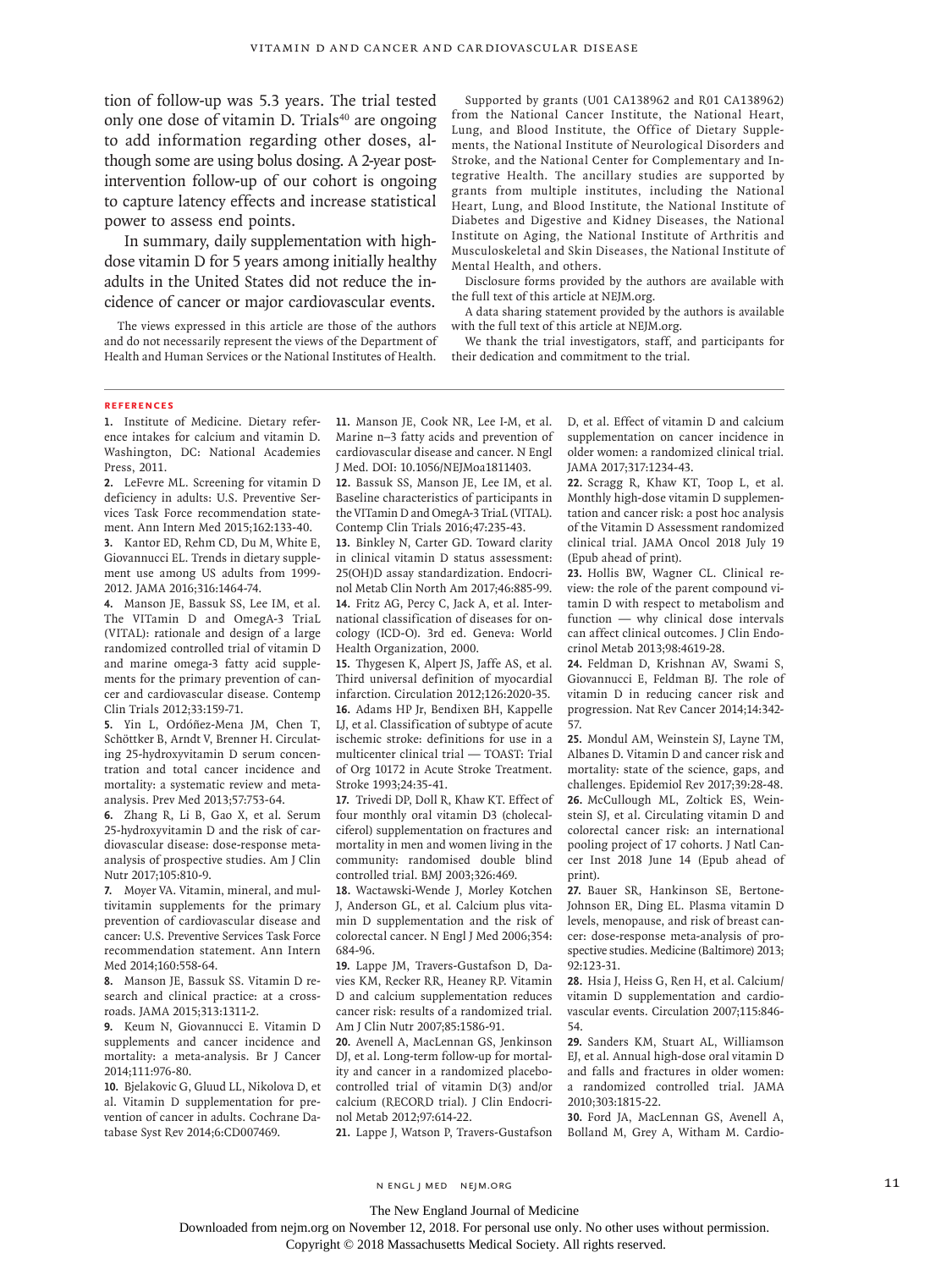tion of follow-up was 5.3 years. The trial tested only one dose of vitamin D. Trials[40] are ongoing to add information regarding other doses, although some are using bolus dosing. A 2-year postintervention follow-up of our cohort is ongoing to capture latency effects and increase statistical power to assess end points.

In summary, daily supplementation with high-dose vitamin D for 5 years among initially healthy adults in the United States did not reduce the incidence of cancer or major cardiovascular events.

The views expressed in this article are those of the authors and do not necessarily represent the views of the Department of Health and Human Services or the National Institutes of Health.

Supported by grants (U01 CA138962 and R01 CA138962) from the National Cancer Institute, the National Heart, Lung, and Blood Institute, the Office of Dietary Supplements, the National Institute of Neurological Disorders and Stroke, and the National Center for Complementary and Integrative Health. The ancillary studies are supported by grants from multiple institutes, including the National Heart, Lung, and Blood Institute, the National Institute of Diabetes and Digestive and Kidney Diseases, the National Institute on Aging, the National Institute of Arthritis and Musculoskeletal and Skin Diseases, the National Institute of Mental Health, and others.

Disclosure forms provided by the authors are available with the full text of this article at NEJM.org.

A data sharing statement provided by the authors is available with the full text of this article at NEJM.org.

We thank the trial investigators, staff, and participants for their dedication and commitment to the trial.

## References

1. Institute of Medicine. Dietary reference intakes for calcium and vitamin D. Washington, DC: National Academies Press, 2011.
2. LeFevre ML. Screening for vitamin D deficiency in adults: U.S. Preventive Services Task Force recommendation statement. Ann Intern Med 2015;162:133-40.
3. Kantor ED, Rehm CD, Du M, White E, Giovannucci EL. Trends in dietary supplement use among US adults from 1999-2012. JAMA 2016;316:1464-74.
4. Manson JE, Bassuk SS, Lee IM, et al. The VITamin D and OmegA-3 TriaL (VITAL): rationale and design of a large randomized controlled trial of vitamin D and marine omega-3 fatty acid supplements for the primary prevention of cancer and cardiovascular disease. Contemp Clin Trials 2012;33:159-71.
5. Yin L, Ordóñez-Mena JM, Chen T, Schöttker B, Arndt V, Brenner H. Circulating 25-hydroxyvitamin D serum concentration and total cancer incidence and mortality: a systematic review and meta-analysis. Prev Med 2013;57:753-64.
6. Zhang R, Li B, Gao X, et al. Serum 25-hydroxyvitamin D and the risk of cardiovascular disease: dose-response meta-analysis of prospective studies. Am J Clin Nutr 2017;105:810-9.
7. Moyer VA. Vitamin, mineral, and multivitamin supplements for the primary prevention of cardiovascular disease and cancer: U.S. Preventive Services Task Force recommendation statement. Ann Intern Med 2014;160:558-64.
8. Manson JE, Bassuk SS. Vitamin D research and clinical practice: at a crossroads. JAMA 2015;313:1311-2.
9. Keum N, Giovannucci E. Vitamin D supplements and cancer incidence and mortality: a meta-analysis. Br J Cancer 2014;111:976-80.
10. Bjelakovic G, Gluud LL, Nikolova D, et al. Vitamin D supplementation for prevention of cancer in adults. Cochrane Database Syst Rev 2014;6:CD007469.
11. Manson JE, Cook NR, Lee I-M, et al. Marine n−3 fatty acids and prevention of cardiovascular disease and cancer. N Engl J Med. DOI: 10.1056/NEJMoa1811403.
12. Bassuk SS, Manson JE, Lee IM, et al. Baseline characteristics of participants in the VITamin D and OmegA-3 TriaL (VITAL). Contemp Clin Trials 2016;47:235-43.
13. Binkley N, Carter GD. Toward clarity in clinical vitamin D status assessment: 25(OH)D assay standardization. Endocrinol Metab Clin North Am 2017;46:885-99.
14. Fritz AG, Percy C, Jack A, et al. International classification of diseases for oncology (ICD-O). 3rd ed. Geneva: World Health Organization, 2000.
15. Thygesen K, Alpert JS, Jaffe AS, et al. Third universal definition of myocardial infarction. Circulation 2012;126:2020-35.
16. Adams HP Jr, Bendixen BH, Kappelle LJ, et al. Classification of subtype of acute ischemic stroke: definitions for use in a multicenter clinical trial — TOAST: Trial of Org 10172 in Acute Stroke Treatment. Stroke 1993;24:35-41.
17. Trivedi DP, Doll R, Khaw KT. Effect of four monthly oral vitamin D3 (cholecalciferol) supplementation on fractures and mortality in men and women living in the community: randomised double blind controlled trial. BMJ 2003;326:469.
18. Wactawski-Wende J, Morley Kotchen J, Anderson GL, et al. Calcium plus vitamin D supplementation and the risk of colorectal cancer. N Engl J Med 2006;354:684-96.
19. Lappe JM, Travers-Gustafson D, Davies KM, Recker RR, Heaney RP. Vitamin D and calcium supplementation reduces cancer risk: results of a randomized trial. Am J Clin Nutr 2007;85:1586-91.
20. Avenell A, MacLennan GS, Jenkinson DJ, et al. Long-term follow-up for mortality and cancer in a randomized placebo-controlled trial of vitamin D(3) and/or calcium (RECORD trial). J Clin Endocrinol Metab 2012;97:614-22.
21. Lappe J, Watson P, Travers-Gustafson D, et al. Effect of vitamin D and calcium supplementation on cancer incidence in older women: a randomized clinical trial. JAMA 2017;317:1234-43.
22. Scragg R, Khaw KT, Toop L, et al. Monthly high-dose vitamin D supplementation and cancer risk: a post hoc analysis of the Vitamin D Assessment randomized clinical trial. JAMA Oncol 2018 July 19 (Epub ahead of print).
23. Hollis BW, Wagner CL. Clinical review: the role of the parent compound vitamin D with respect to metabolism and function — why clinical dose intervals can affect clinical outcomes. J Clin Endocrinol Metab 2013;98:4619-28.
24. Feldman D, Krishnan AV, Swami S, Giovannucci E, Feldman BJ. The role of vitamin D in reducing cancer risk and progression. Nat Rev Cancer 2014;14:342-57.
25. Mondul AM, Weinstein SJ, Layne TM, Albanes D. Vitamin D and cancer risk and mortality: state of the science, gaps, and challenges. Epidemiol Rev 2017;39:28-48.
26. McCullough ML, Zoltick ES, Weinstein SJ, et al. Circulating vitamin D and colorectal cancer risk: an international pooling project of 17 cohorts. J Natl Cancer Inst 2018 June 14 (Epub ahead of print).
27. Bauer SR, Hankinson SE, Bertone-Johnson ER, Ding EL. Plasma vitamin D levels, menopause, and risk of breast cancer: dose-response meta-analysis of prospective studies. Medicine (Baltimore) 2013;92:123-31.
28. Hsia J, Heiss G, Ren H, et al. Calcium/vitamin D supplementation and cardiovascular events. Circulation 2007;115:846-54.
29. Sanders KM, Stuart AL, Williamson EJ, et al. Annual high-dose oral vitamin D and falls and fractures in older women: a randomized controlled trial. JAMA 2010;303:1815-22.
30. Ford JA, MacLennan GS, Avenell A, Bolland M, Grey A, Witham M. Cardio-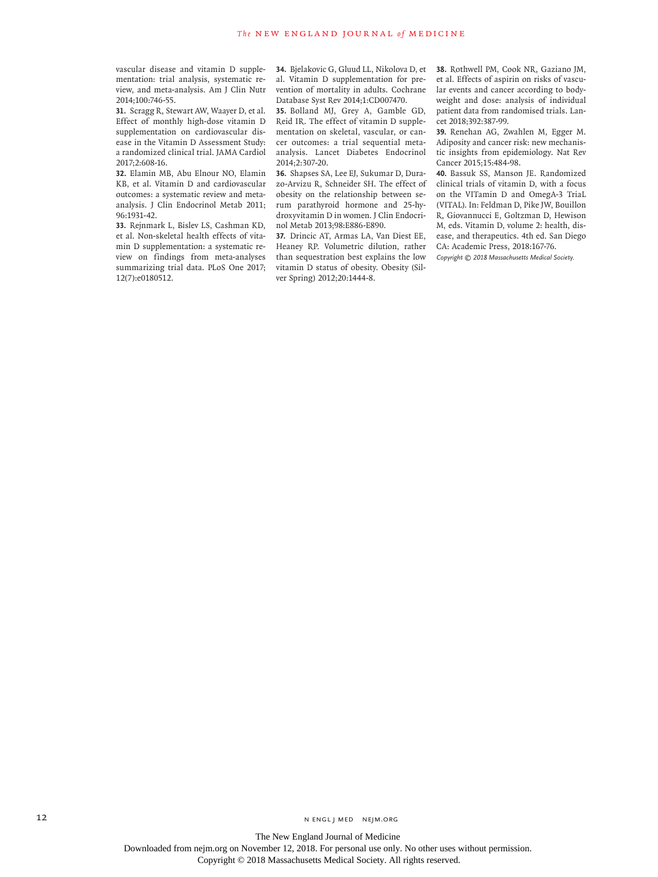vascular disease and vitamin D supplementation: trial analysis, systematic review, and meta-analysis. Am J Clin Nutr 2014;100:746-55.

**31.** Scragg R, Stewart AW, Waayer D, et al. Effect of monthly high-dose vitamin D supplementation on cardiovascular disease in the Vitamin D Assessment Study: a randomized clinical trial. JAMA Cardiol 2017;2:608-16.

**32.** Elamin MB, Abu Elnour NO, Elamin KB, et al. Vitamin D and cardiovascular outcomes: a systematic review and meta-analysis. J Clin Endocrinol Metab 2011;96:1931-42.

**33.** Rejnmark L, Bislev LS, Cashman KD, et al. Non-skeletal health effects of vitamin D supplementation: a systematic review on findings from meta-analyses summarizing trial data. PLoS One 2017;12(7):e0180512.

**34.** Bjelakovic G, Gluud LL, Nikolova D, et al. Vitamin D supplementation for prevention of mortality in adults. Cochrane Database Syst Rev 2014;1:CD007470.

**35.** Bolland MJ, Grey A, Gamble GD, Reid IR. The effect of vitamin D supplementation on skeletal, vascular, or cancer outcomes: a trial sequential meta-analysis. Lancet Diabetes Endocrinol 2014;2:307-20.

**36.** Shapses SA, Lee EJ, Sukumar D, Durazo-Arvizu R, Schneider SH. The effect of obesity on the relationship between serum parathyroid hormone and 25-hydroxyvitamin D in women. J Clin Endocrinol Metab 2013;98:E886-E890.

**37.** Drincic AT, Armas LA, Van Diest EE, Heaney RP. Volumetric dilution, rather than sequestration best explains the low vitamin D status of obesity. Obesity (Silver Spring) 2012;20:1444-8.

**38.** Rothwell PM, Cook NR, Gaziano JM, et al. Effects of aspirin on risks of vascular events and cancer according to bodyweight and dose: analysis of individual patient data from randomised trials. Lancet 2018;392:387-99.

**39.** Renehan AG, Zwahlen M, Egger M. Adiposity and cancer risk: new mechanistic insights from epidemiology. Nat Rev Cancer 2015;15:484-98.

**40.** Bassuk SS, Manson JE. Randomized clinical trials of vitamin D, with a focus on the VITamin D and OmegA-3 TriaL (VITAL). In: Feldman D, Pike JW, Bouillon R, Giovannucci E, Goltzman D, Hewison M, eds. Vitamin D, volume 2: health, disease, and therapeutics. 4th ed. San Diego CA: Academic Press, 2018:167-76.

*Copyright © 2018 Massachusetts Medical Society.*